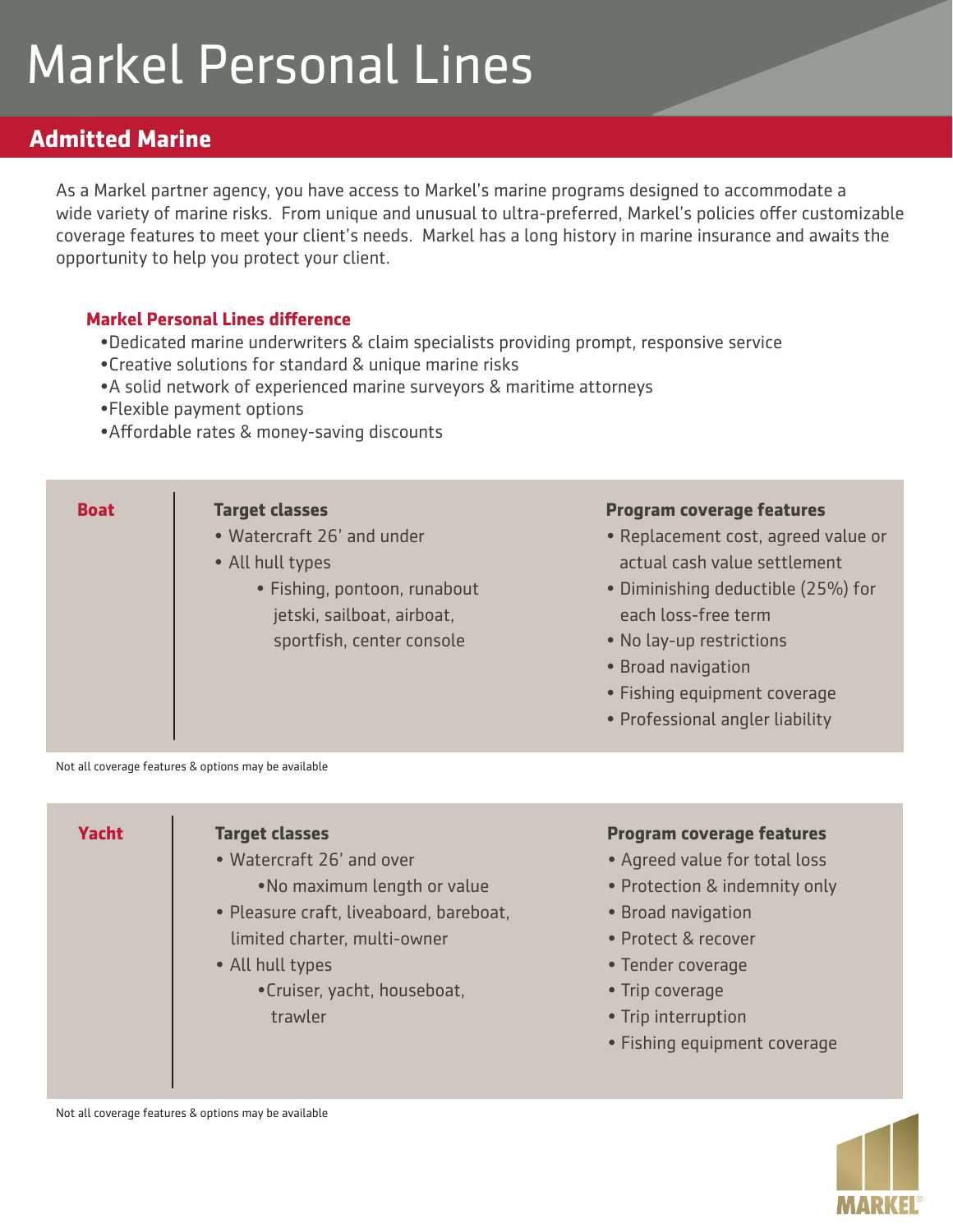# Markel Personal Lines

## Admitted Marine

As a Markel partner agency, you have access to Markel's marine programs designed to accommodate a wide variety of marine risks. From unique and unusual to ultra-preferred, Markel's policies offer customizable coverage features to meet your client's needs. Markel has a long history in marine insurance and awaits the opportunity to help you protect your client.

### Markel Personal Lines difference

- Dedicated marine underwriters & claim specialists providing prompt, responsive service
- Creative solutions for standard & unique marine risks
- A solid network of experienced marine surveyors & maritime attorneys
- Flexible payment options
- Affordable rates & money-saving discounts

### Boat

**Target classes**

- Watercraft 26' and under
- All hull types
  - Fishing, pontoon, runabout jetski, sailboat, airboat, sportfish, center console

**Program coverage features**

- Replacement cost, agreed value or actual cash value settlement
- Diminishing deductible (25%) for each loss-free term
- No lay-up restrictions
- Broad navigation
- Fishing equipment coverage
- Professional angler liability

Not all coverage features & options may be available

### Yacht

**Target classes**

- Watercraft 26' and over
  - No maximum length or value
- Pleasure craft, liveaboard, bareboat, limited charter, multi-owner
- All hull types
  - Cruiser, yacht, houseboat, trawler

**Program coverage features**

- Agreed value for total loss
- Protection & indemnity only
- Broad navigation
- Protect & recover
- Tender coverage
- Trip coverage
- Trip interruption
- Fishing equipment coverage

Not all coverage features & options may be available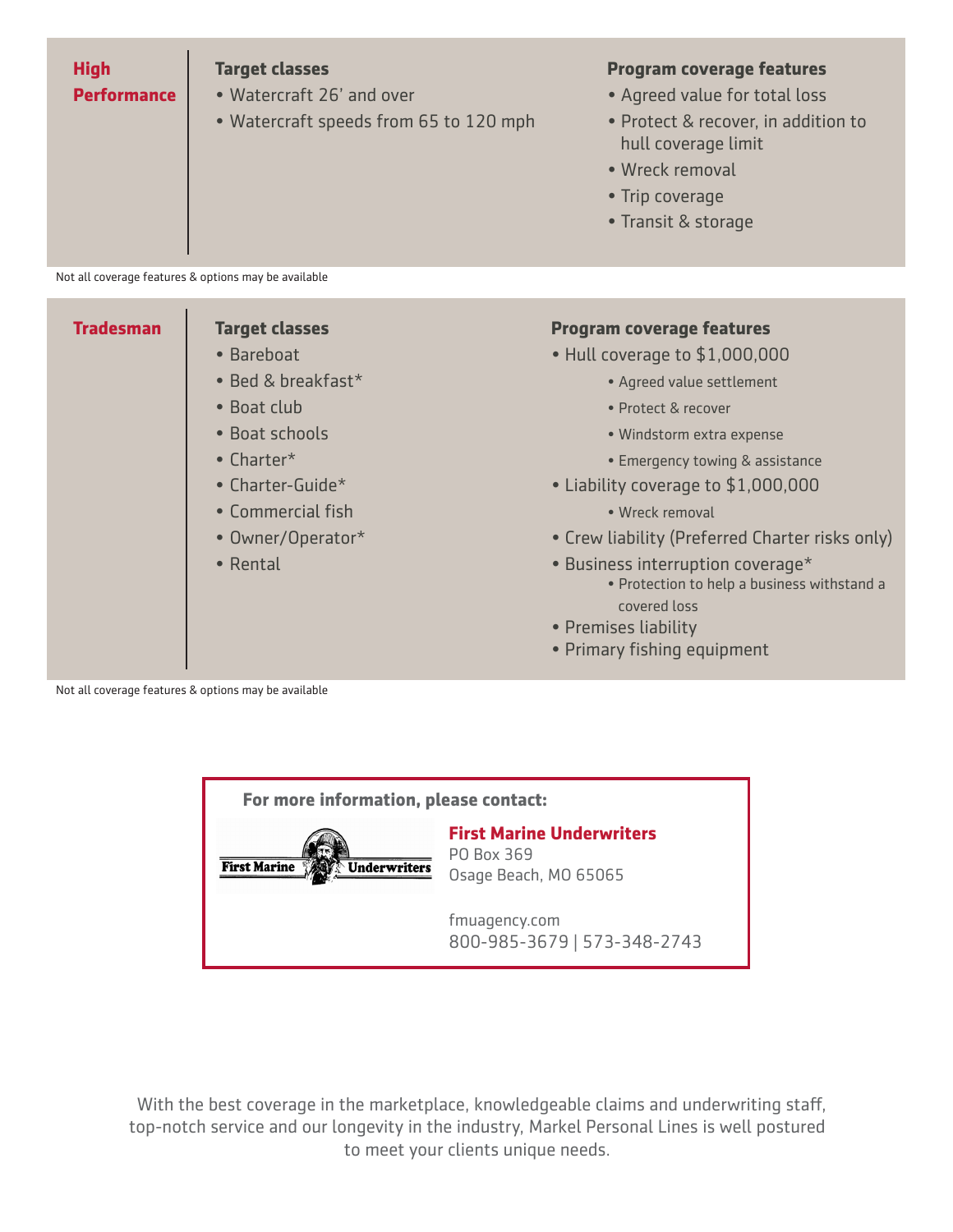## High Performance

**Target classes**

- Watercraft 26' and over
- Watercraft speeds from 65 to 120 mph

**Program coverage features**

- Agreed value for total loss
- Protect & recover, in addition to hull coverage limit
- Wreck removal
- Trip coverage
- Transit & storage

Not all coverage features & options may be available

## Tradesman

**Target classes**

- Bareboat
- Bed & breakfast*
- Boat club
- Boat schools
- Charter*
- Charter-Guide*
- Commercial fish
- Owner/Operator*
- Rental

**Program coverage features**

- Hull coverage to $1,000,000
  - Agreed value settlement
  - Protect & recover
  - Windstorm extra expense
  - Emergency towing & assistance
- Liability coverage to $1,000,000
  - Wreck removal
- Crew liability (Preferred Charter risks only)
- Business interruption coverage*
  - Protection to help a business withstand a covered loss
- Premises liability
- Primary fishing equipment

Not all coverage features & options may be available

**For more information, please contact:**

First Marine Underwriters

**First Marine Underwriters**
PO Box 369
Osage Beach, MO 65065

fmuagency.com
800-985-3679 | 573-348-2743

With the best coverage in the marketplace, knowledgeable claims and underwriting staff, top-notch service and our longevity in the industry, Markel Personal Lines is well postured to meet your clients unique needs.